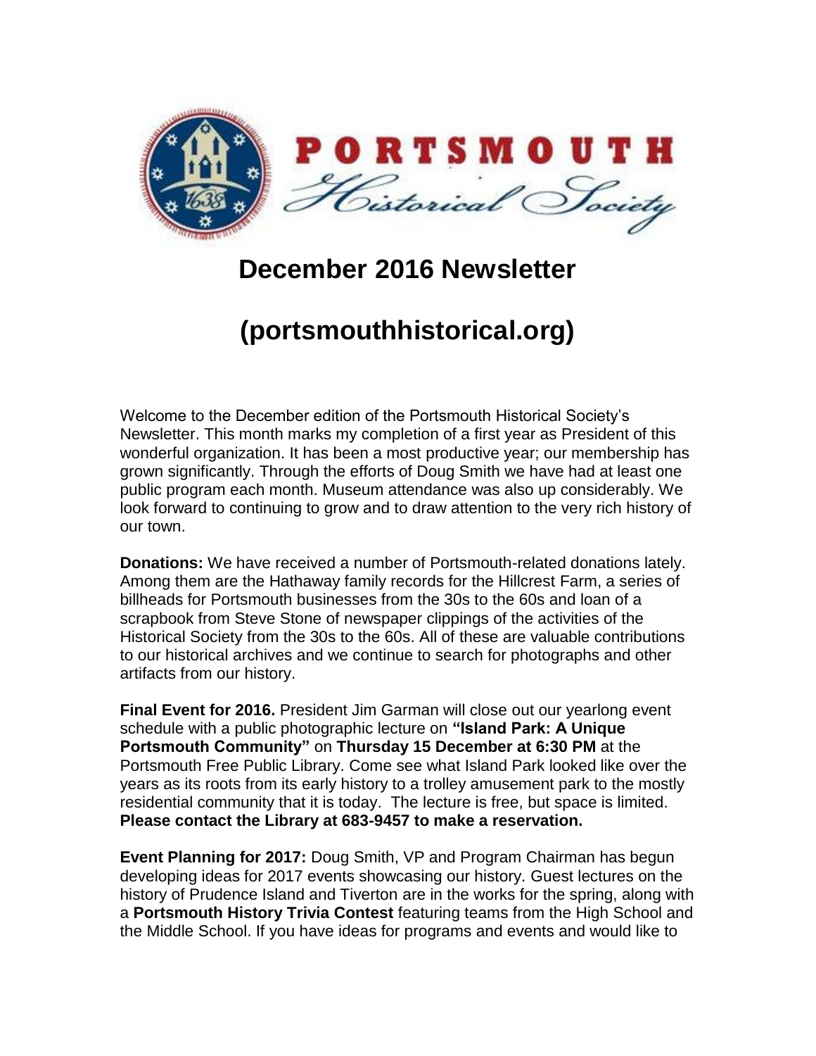PORTSMOUTH Historical Society

# December 2016 Newsletter

# (portsmouthhistorical.org)

Welcome to the December edition of the Portsmouth Historical Society's Newsletter. This month marks my completion of a first year as President of this wonderful organization. It has been a most productive year; our membership has grown significantly. Through the efforts of Doug Smith we have had at least one public program each month. Museum attendance was also up considerably. We look forward to continuing to grow and to draw attention to the very rich history of our town.

**Donations:** We have received a number of Portsmouth-related donations lately. Among them are the Hathaway family records for the Hillcrest Farm, a series of billheads for Portsmouth businesses from the 30s to the 60s and loan of a scrapbook from Steve Stone of newspaper clippings of the activities of the Historical Society from the 30s to the 60s. All of these are valuable contributions to our historical archives and we continue to search for photographs and other artifacts from our history.

**Final Event for 2016.** President Jim Garman will close out our yearlong event schedule with a public photographic lecture on **"Island Park: A Unique Portsmouth Community"** on **Thursday 15 December at 6:30 PM** at the Portsmouth Free Public Library. Come see what Island Park looked like over the years as its roots from its early history to a trolley amusement park to the mostly residential community that it is today. The lecture is free, but space is limited. **Please contact the Library at 683-9457 to make a reservation.**

**Event Planning for 2017:** Doug Smith, VP and Program Chairman has begun developing ideas for 2017 events showcasing our history. Guest lectures on the history of Prudence Island and Tiverton are in the works for the spring, along with a **Portsmouth History Trivia Contest** featuring teams from the High School and the Middle School. If you have ideas for programs and events and would like to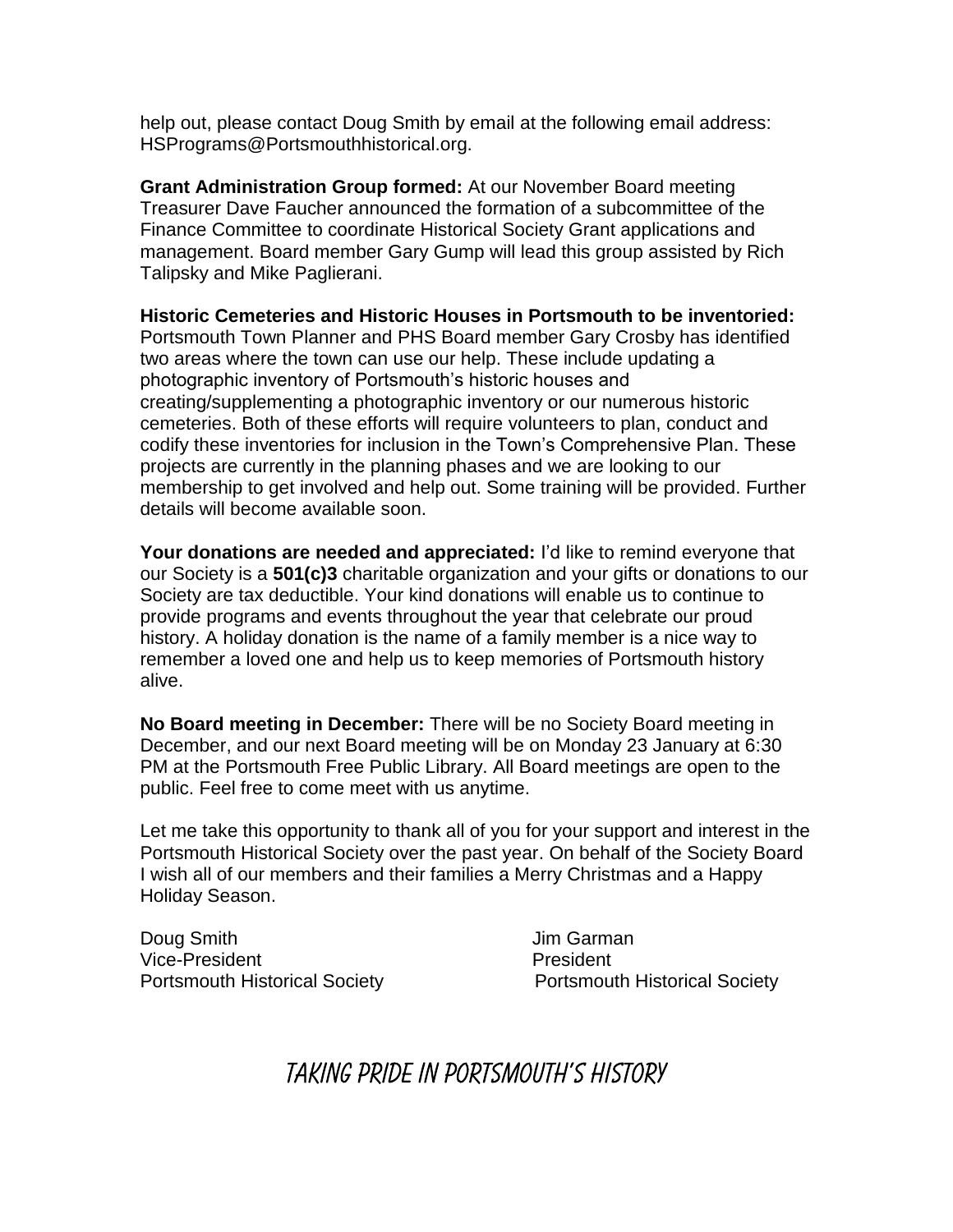help out, please contact Doug Smith by email at the following email address: HSPrograms@Portsmouthhistorical.org.

**Grant Administration Group formed:** At our November Board meeting Treasurer Dave Faucher announced the formation of a subcommittee of the Finance Committee to coordinate Historical Society Grant applications and management. Board member Gary Gump will lead this group assisted by Rich Talipsky and Mike Paglierani.

**Historic Cemeteries and Historic Houses in Portsmouth to be inventoried:** Portsmouth Town Planner and PHS Board member Gary Crosby has identified two areas where the town can use our help. These include updating a photographic inventory of Portsmouth's historic houses and creating/supplementing a photographic inventory or our numerous historic cemeteries. Both of these efforts will require volunteers to plan, conduct and codify these inventories for inclusion in the Town's Comprehensive Plan. These projects are currently in the planning phases and we are looking to our membership to get involved and help out. Some training will be provided. Further details will become available soon.

**Your donations are needed and appreciated:** I'd like to remind everyone that our Society is a **501(c)3** charitable organization and your gifts or donations to our Society are tax deductible. Your kind donations will enable us to continue to provide programs and events throughout the year that celebrate our proud history. A holiday donation is the name of a family member is a nice way to remember a loved one and help us to keep memories of Portsmouth history alive.

**No Board meeting in December:** There will be no Society Board meeting in December, and our next Board meeting will be on Monday 23 January at 6:30 PM at the Portsmouth Free Public Library. All Board meetings are open to the public. Feel free to come meet with us anytime.

Let me take this opportunity to thank all of you for your support and interest in the Portsmouth Historical Society over the past year. On behalf of the Society Board I wish all of our members and their families a Merry Christmas and a Happy Holiday Season.

Doug Smith
Vice-President
Portsmouth Historical Society

Jim Garman
President
Portsmouth Historical Society

TAKING PRIDE IN PORTSMOUTH'S HISTORY